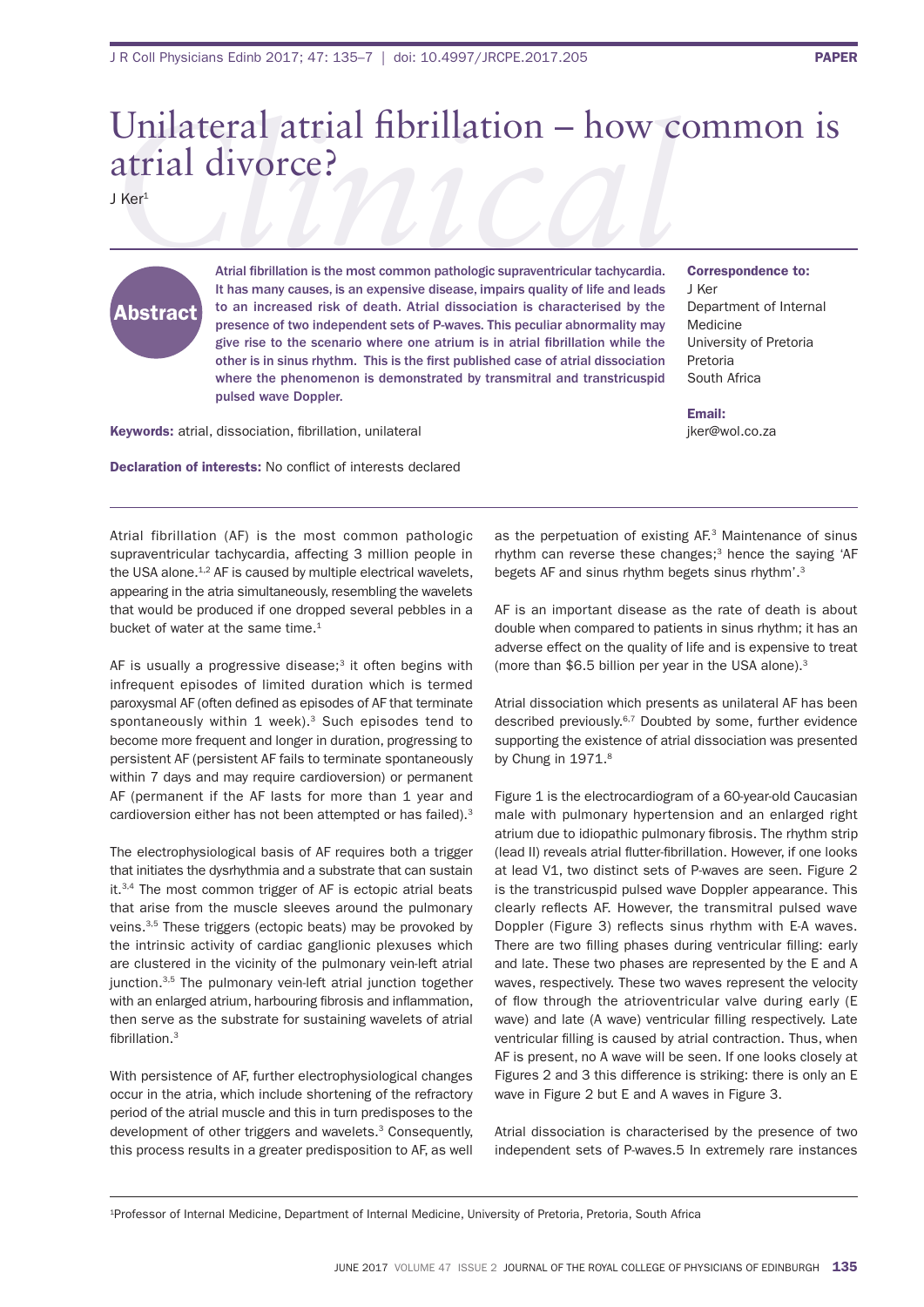# Unilateral atrial fibrillation – how common is atrial divorce?

J Ker[1]

## Abstract

**Atrial fibrillation is the most common pathologic supraventricular tachycardia. It has many causes, is an expensive disease, impairs quality of life and leads to an increased risk of death. Atrial dissociation is characterised by the presence of two independent sets of P-waves. This peculiar abnormality may give rise to the scenario where one atrium is in atrial fibrillation while the other is in sinus rhythm. This is the first published case of atrial dissociation where the phenomenon is demonstrated by transmitral and transtricuspid pulsed wave Doppler.**

**Correspondence to:**
J Ker
Department of Internal Medicine
University of Pretoria
Pretoria
South Africa

**Email:**
jker@wol.co.za

**Keywords:** atrial, dissociation, fibrillation, unilateral

**Declaration of interests:** No conflict of interests declared

Atrial fibrillation (AF) is the most common pathologic supraventricular tachycardia, affecting 3 million people in the USA alone.[1,2] AF is caused by multiple electrical wavelets, appearing in the atria simultaneously, resembling the wavelets that would be produced if one dropped several pebbles in a bucket of water at the same time.[1]

AF is usually a progressive disease;[3] it often begins with infrequent episodes of limited duration which is termed paroxysmal AF (often defined as episodes of AF that terminate spontaneously within 1 week).[3] Such episodes tend to become more frequent and longer in duration, progressing to persistent AF (persistent AF fails to terminate spontaneously within 7 days and may require cardioversion) or permanent AF (permanent if the AF lasts for more than 1 year and cardioversion either has not been attempted or has failed).[3]

The electrophysiological basis of AF requires both a trigger that initiates the dysrhythmia and a substrate that can sustain it.[3,4] The most common trigger of AF is ectopic atrial beats that arise from the muscle sleeves around the pulmonary veins.[3,5] These triggers (ectopic beats) may be provoked by the intrinsic activity of cardiac ganglionic plexuses which are clustered in the vicinity of the pulmonary vein-left atrial junction.[3,5] The pulmonary vein-left atrial junction together with an enlarged atrium, harbouring fibrosis and inflammation, then serve as the substrate for sustaining wavelets of atrial fibrillation.[3]

With persistence of AF, further electrophysiological changes occur in the atria, which include shortening of the refractory period of the atrial muscle and this in turn predisposes to the development of other triggers and wavelets.[3] Consequently, this process results in a greater predisposition to AF, as well as the perpetuation of existing AF.[3] Maintenance of sinus rhythm can reverse these changes;[3] hence the saying 'AF begets AF and sinus rhythm begets sinus rhythm'.[3]

AF is an important disease as the rate of death is about double when compared to patients in sinus rhythm; it has an adverse effect on the quality of life and is expensive to treat (more than $6.5 billion per year in the USA alone).[3]

Atrial dissociation which presents as unilateral AF has been described previously.[6,7] Doubted by some, further evidence supporting the existence of atrial dissociation was presented by Chung in 1971.[8]

Figure 1 is the electrocardiogram of a 60-year-old Caucasian male with pulmonary hypertension and an enlarged right atrium due to idiopathic pulmonary fibrosis. The rhythm strip (lead II) reveals atrial flutter-fibrillation. However, if one looks at lead V1, two distinct sets of P-waves are seen. Figure 2 is the transtricuspid pulsed wave Doppler appearance. This clearly reflects AF. However, the transmitral pulsed wave Doppler (Figure 3) reflects sinus rhythm with E-A waves. There are two filling phases during ventricular filling: early and late. These two phases are represented by the E and A waves, respectively. These two waves represent the velocity of flow through the atrioventricular valve during early (E wave) and late (A wave) ventricular filling respectively. Late ventricular filling is caused by atrial contraction. Thus, when AF is present, no A wave will be seen. If one looks closely at Figures 2 and 3 this difference is striking: there is only an E wave in Figure 2 but E and A waves in Figure 3.

Atrial dissociation is characterised by the presence of two independent sets of P-waves.5 In extremely rare instances

[1]Professor of Internal Medicine, Department of Internal Medicine, University of Pretoria, Pretoria, South Africa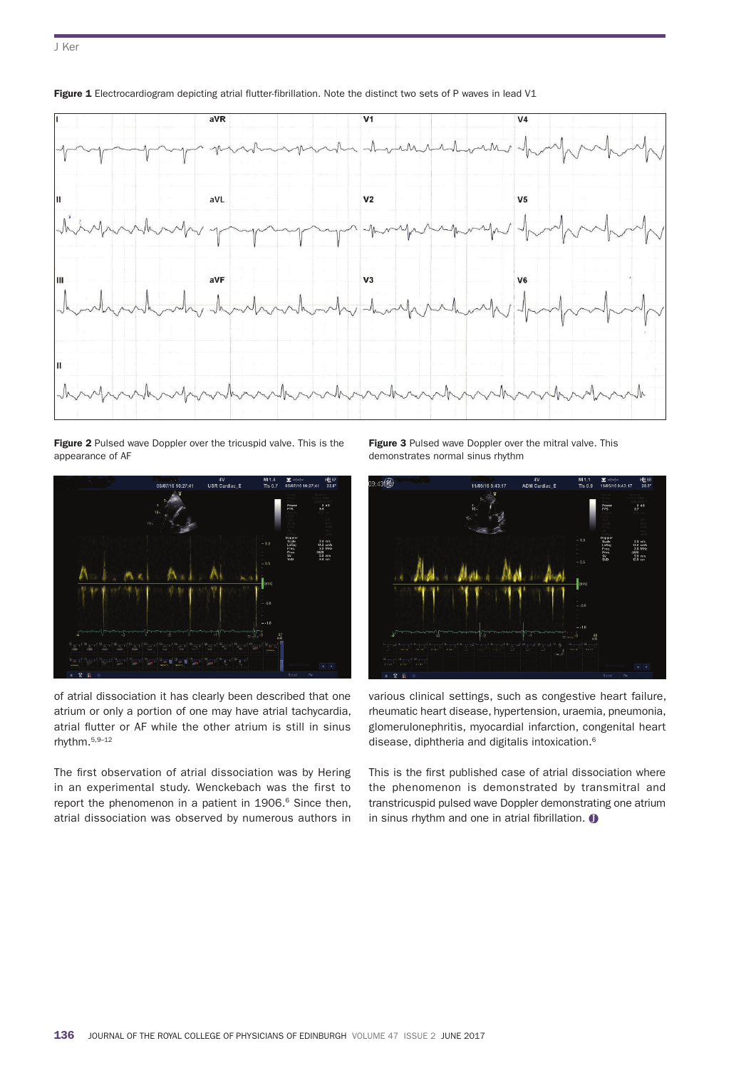**Figure 1** Electrocardiogram depicting atrial flutter-fibrillation. Note the distinct two sets of P waves in lead V1

**Figure 2** Pulsed wave Doppler over the tricuspid valve. This is the appearance of AF

**Figure 3** Pulsed wave Doppler over the mitral valve. This demonstrates normal sinus rhythm

of atrial dissociation it has clearly been described that one atrium or only a portion of one may have atrial tachycardia, atrial flutter or AF while the other atrium is still in sinus rhythm.[5,9–12]

The first observation of atrial dissociation was by Hering in an experimental study. Wenckebach was the first to report the phenomenon in a patient in 1906.[6] Since then, atrial dissociation was observed by numerous authors in various clinical settings, such as congestive heart failure, rheumatic heart disease, hypertension, uraemia, pneumonia, glomerulonephritis, myocardial infarction, congenital heart disease, diphtheria and digitalis intoxication.[6]

This is the first published case of atrial dissociation where the phenomenon is demonstrated by transmitral and transtricuspid pulsed wave Doppler demonstrating one atrium in sinus rhythm and one in atrial fibrillation.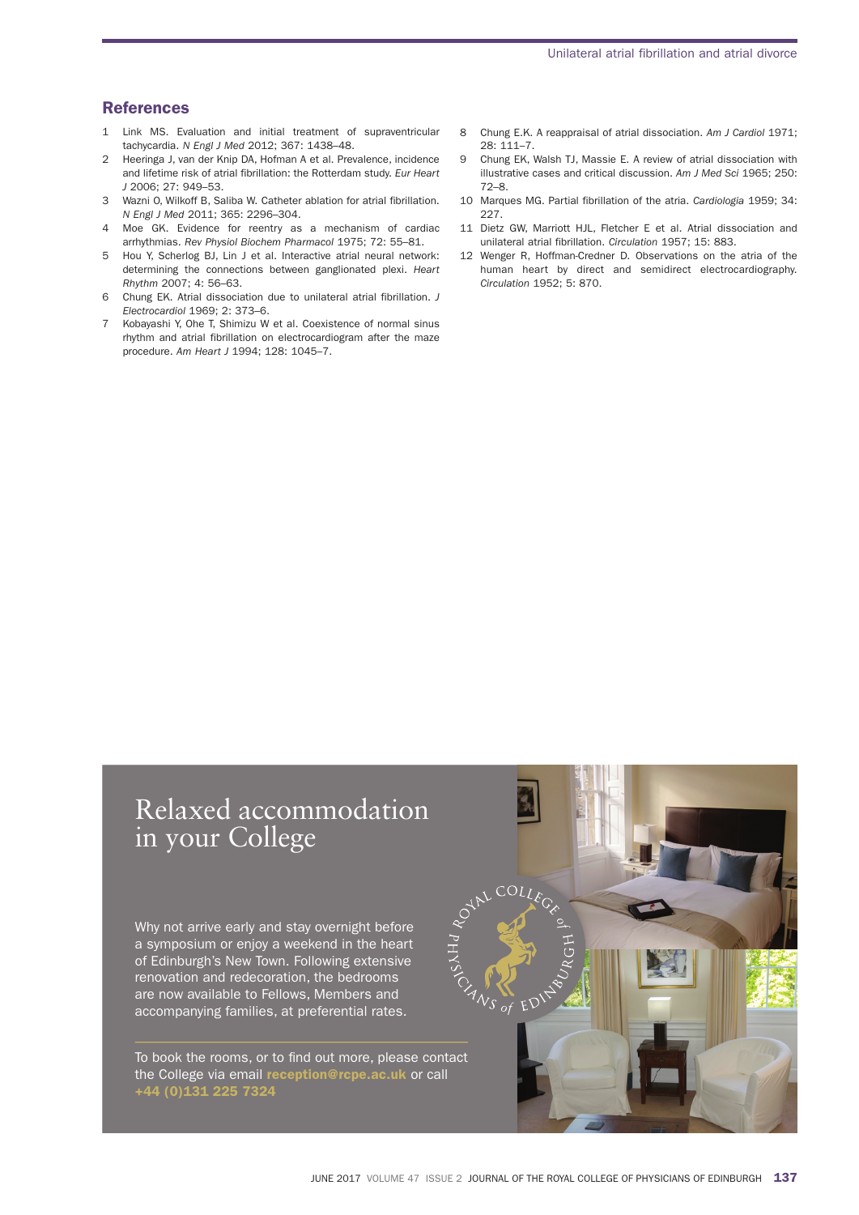## References

1. Link MS. Evaluation and initial treatment of supraventricular tachycardia. *N Engl J Med* 2012; 367: 1438–48.
2. Heeringa J, van der Knip DA, Hofman A et al. Prevalence, incidence and lifetime risk of atrial fibrillation: the Rotterdam study. *Eur Heart J* 2006; 27: 949–53.
3. Wazni O, Wilkoff B, Saliba W. Catheter ablation for atrial fibrillation. *N Engl J Med* 2011; 365: 2296–304.
4. Moe GK. Evidence for reentry as a mechanism of cardiac arrhythmias. *Rev Physiol Biochem Pharmacol* 1975; 72: 55–81.
5. Hou Y, Scherlog BJ, Lin J et al. Interactive atrial neural network: determining the connections between ganglionated plexi. *Heart Rhythm* 2007; 4: 56–63.
6. Chung EK. Atrial dissociation due to unilateral atrial fibrillation. *J Electrocardiol* 1969; 2: 373–6.
7. Kobayashi Y, Ohe T, Shimizu W et al. Coexistence of normal sinus rhythm and atrial fibrillation on electrocardiogram after the maze procedure. *Am Heart J* 1994; 128: 1045–7.
8. Chung E.K. A reappraisal of atrial dissociation. *Am J Cardiol* 1971; 28: 111–7.
9. Chung EK, Walsh TJ, Massie E. A review of atrial dissociation with illustrative cases and critical discussion. *Am J Med Sci* 1965; 250: 72–8.
10. Marques MG. Partial fibrillation of the atria. *Cardiologia* 1959; 34: 227.
11. Dietz GW, Marriott HJL, Fletcher E et al. Atrial dissociation and unilateral atrial fibrillation. *Circulation* 1957; 15: 883.
12. Wenger R, Hoffman-Credner D. Observations on the atria of the human heart by direct and semidirect electrocardiography. *Circulation* 1952; 5: 870.

# Relaxed accommodation in your College

Why not arrive early and stay overnight before a symposium or enjoy a weekend in the heart of Edinburgh's New Town. Following extensive renovation and redecoration, the bedrooms are now available to Fellows, Members and accompanying families, at preferential rates.

To book the rooms, or to find out more, please contact the College via email **reception@rcpe.ac.uk** or call **+44 (0)131 225 7324**

ROYAL COLLEGE of PHYSICIANS of EDINBURGH